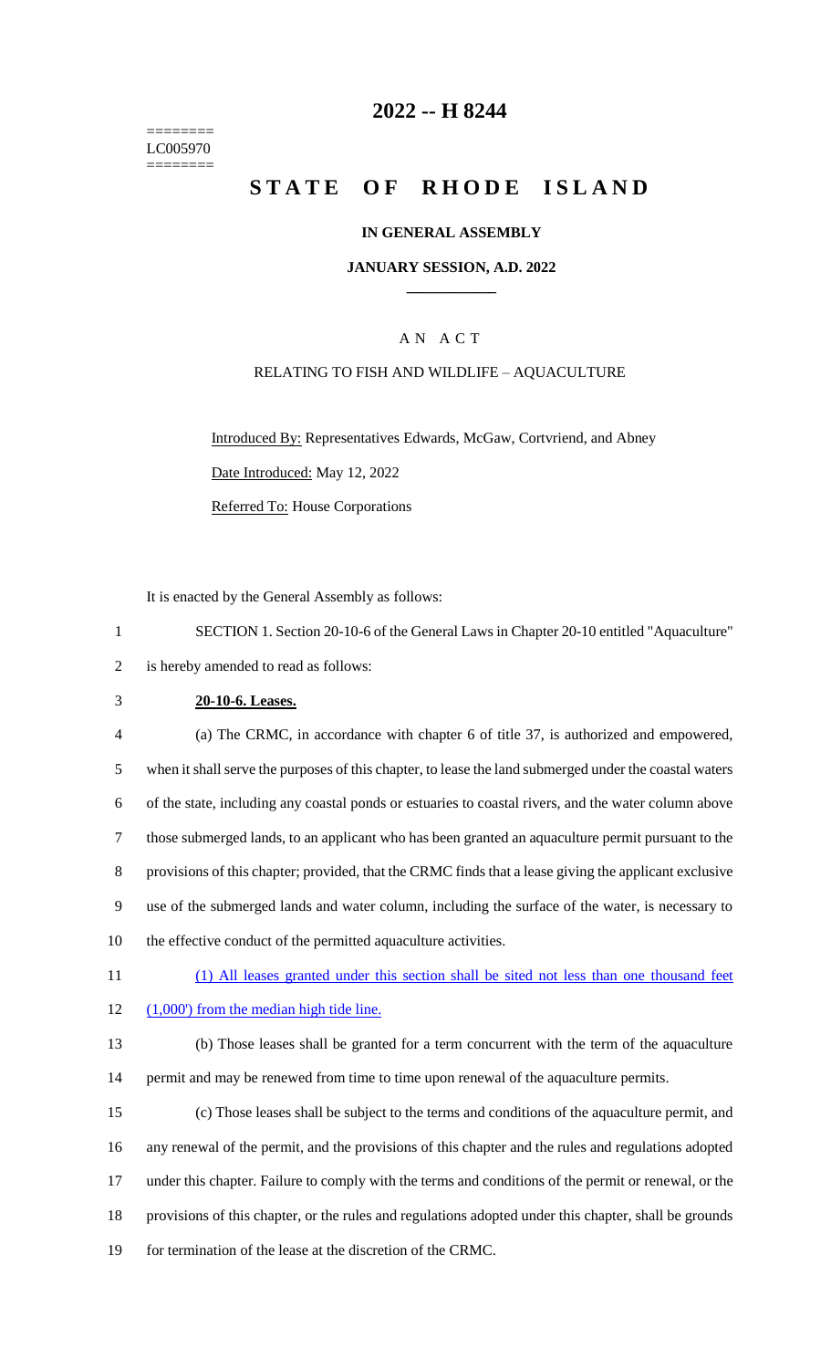========
LC005970
========

# 2022 -- H 8244

# STATE OF RHODE ISLAND

**IN GENERAL ASSEMBLY**

**JANUARY SESSION, A.D. 2022**

---

A N A C T

RELATING TO FISH AND WILDLIFE – AQUACULTURE

Introduced By: Representatives Edwards, McGaw, Cortvriend, and Abney

Date Introduced: May 12, 2022

Referred To: House Corporations

It is enacted by the General Assembly as follows:

1 SECTION 1. Section 20-10-6 of the General Laws in Chapter 20-10 entitled "Aquaculture"
2 is hereby amended to read as follows:

3 **20-10-6. Leases.**

4 (a) The CRMC, in accordance with chapter 6 of title 37, is authorized and empowered,
5 when it shall serve the purposes of this chapter, to lease the land submerged under the coastal waters
6 of the state, including any coastal ponds or estuaries to coastal rivers, and the water column above
7 those submerged lands, to an applicant who has been granted an aquaculture permit pursuant to the
8 provisions of this chapter; provided, that the CRMC finds that a lease giving the applicant exclusive
9 use of the submerged lands and water column, including the surface of the water, is necessary to
10 the effective conduct of the permitted aquaculture activities.

11 (1) All leases granted under this section shall be sited not less than one thousand feet
12 (1,000') from the median high tide line.

13 (b) Those leases shall be granted for a term concurrent with the term of the aquaculture
14 permit and may be renewed from time to time upon renewal of the aquaculture permits.

15 (c) Those leases shall be subject to the terms and conditions of the aquaculture permit, and
16 any renewal of the permit, and the provisions of this chapter and the rules and regulations adopted
17 under this chapter. Failure to comply with the terms and conditions of the permit or renewal, or the
18 provisions of this chapter, or the rules and regulations adopted under this chapter, shall be grounds
19 for termination of the lease at the discretion of the CRMC.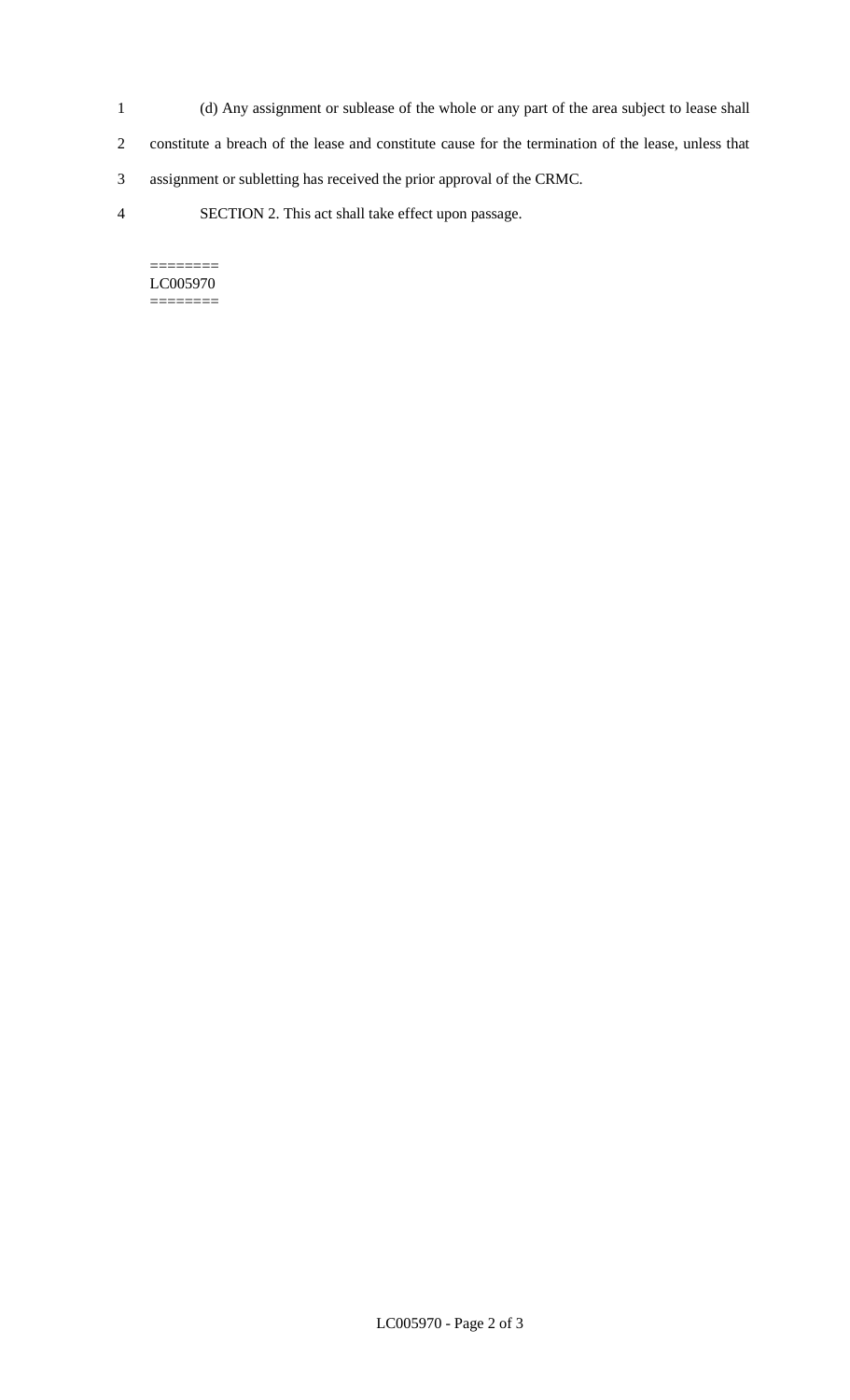(d) Any assignment or sublease of the whole or any part of the area subject to lease shall constitute a breach of the lease and constitute cause for the termination of the lease, unless that assignment or subletting has received the prior approval of the CRMC.

SECTION 2. This act shall take effect upon passage.

========
LC005970
========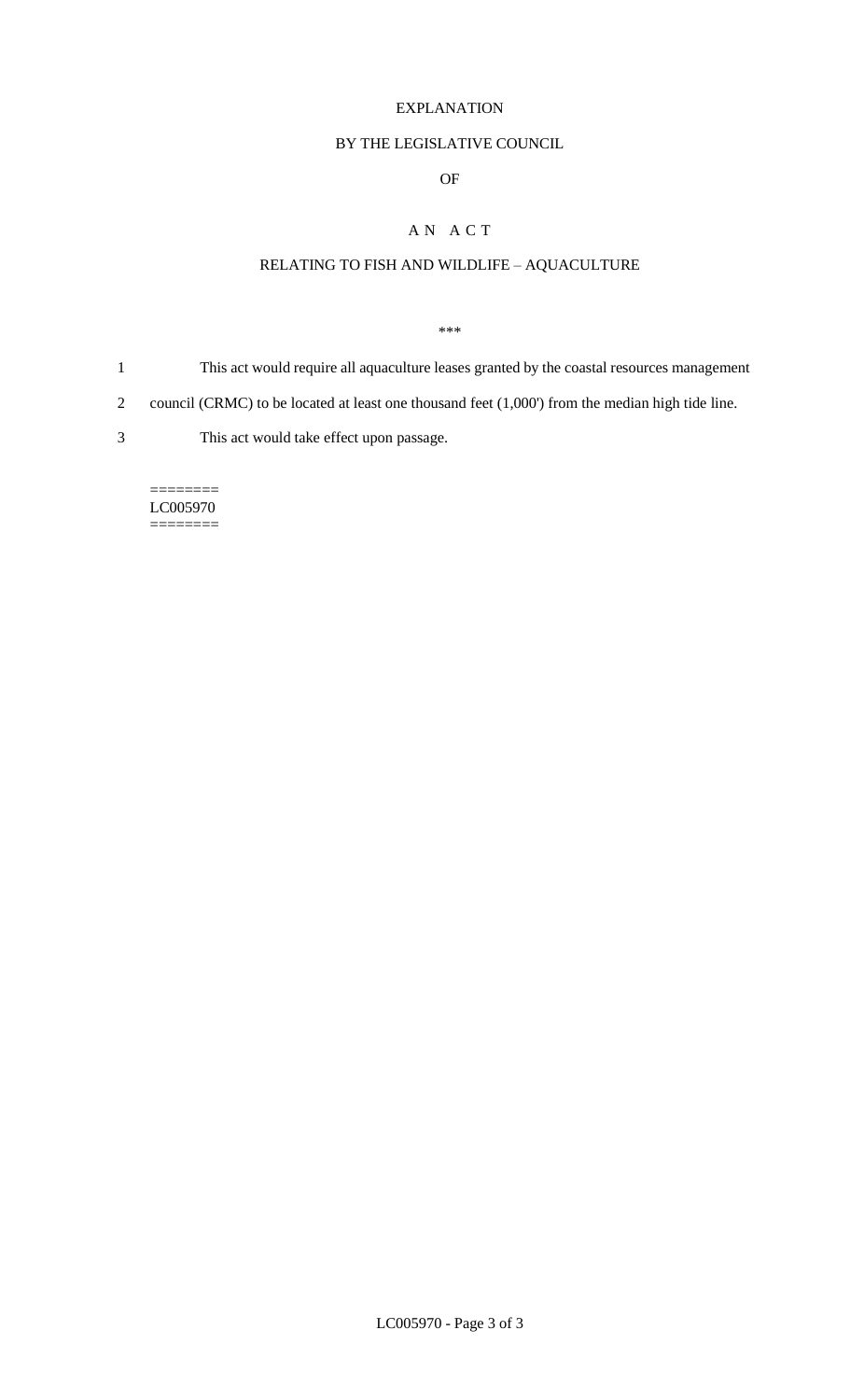EXPLANATION

BY THE LEGISLATIVE COUNCIL

OF

A N A C T

RELATING TO FISH AND WILDLIFE – AQUACULTURE

***

This act would require all aquaculture leases granted by the coastal resources management council (CRMC) to be located at least one thousand feet (1,000') from the median high tide line.

This act would take effect upon passage.

========
LC005970
========